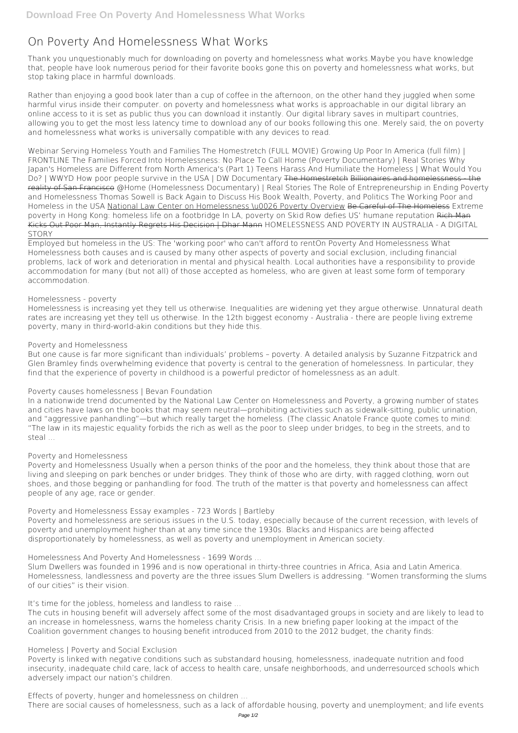# On Poverty And Homelessness What Works

Thank you unquestionably much for downloading on poverty and homelessness what works.Maybe you have knowledge that, people have look numerous period for their favorite books gone this on poverty and homelessness what works, but stop taking place in harmful downloads.

Rather than enjoying a good book later than a cup of coffee in the afternoon, on the other hand they juggled when some harmful virus inside their computer. on poverty and homelessness what works is approachable in our digital library an online access to it is set as public thus you can download it instantly. Our digital library saves in multipart countries, allowing you to get the most less latency time to download any of our books following this one. Merely said, the on poverty and homelessness what works is universally compatible with any devices to read.

**Webinar Serving Homeless Youth and Families** **The Homestretch (FULL MOVIE)** **Growing Up Poor In America (full film) | FRONTLINE** **The Families Forced Into Homelessness: No Place To Call Home (Poverty Documentary) | Real Stories** **Why Japan's Homeless are Different from North America's (Part 1)** **Teens Harass And Humiliate the Homeless | What Would You Do? | WWYD** **How poor people survive in the USA | DW Documentary** ~~The Homestretch~~ ~~Billionaires and homelessness - the reality of San Francisco~~ **@Home (Homelessness Documentary) | Real Stories** **The Role of Entrepreneurship in Ending Poverty and Homelessness** **Thomas Sowell is Back Again to Discuss His Book Wealth, Poverty, and Politics** **The Working Poor and Homeless in the USA** National Law Center on Homelessness \u0026 Poverty Overview ~~Be Careful of The Homeless~~ **Extreme poverty in Hong Kong: homeless life on a footbridge** **In LA, poverty on Skid Row defies US' humane reputation** ~~Rich Man Kicks Out Poor Man, Instantly Regrets His Decision | Dhar Mann~~ **HOMELESSNESS AND POVERTY IN AUSTRALIA - A DIGITAL STORY**

Employed but homeless in the US: The 'working poor' who can't afford to rent**On Poverty And Homelessness What**
Homelessness both causes and is caused by many other aspects of poverty and social exclusion, including financial problems, lack of work and deterioration in mental and physical health. Local authorities have a responsibility to provide accommodation for many (but not all) of those accepted as homeless, who are given at least some form of temporary accommodation.

**Homelessness - poverty**
Homelessness is increasing yet they tell us otherwise. Inequalities are widening yet they argue otherwise. Unnatural death rates are increasing yet they tell us otherwise. In the 12th biggest economy - Australia - there are people living extreme poverty, many in third-world-akin conditions but they hide this.

**Poverty and Homelessness**
But one cause is far more significant than individuals' problems – poverty. A detailed analysis by Suzanne Fitzpatrick and Glen Bramley finds overwhelming evidence that poverty is central to the generation of homelessness. In particular, they find that the experience of poverty in childhood is a powerful predictor of homelessness as an adult.

**Poverty causes homelessness | Bevan Foundation**
In a nationwide trend documented by the National Law Center on Homelessness and Poverty, a growing number of states and cities have laws on the books that may seem neutral—prohibiting activities such as sidewalk-sitting, public urination, and "aggressive panhandling"—but which really target the homeless. (The classic Anatole France quote comes to mind: "The law in its majestic equality forbids the rich as well as the poor to sleep under bridges, to beg in the streets, and to steal ...

**Poverty and Homelessness**
Poverty and Homelessness Usually when a person thinks of the poor and the homeless, they think about those that are living and sleeping on park benches or under bridges. They think of those who are dirty, with ragged clothing, worn out shoes, and those begging or panhandling for food. The truth of the matter is that poverty and homelessness can affect people of any age, race or gender.

**Poverty and Homelessness Essay examples - 723 Words | Bartleby**
Poverty and homelessness are serious issues in the U.S. today, especially because of the current recession, with levels of poverty and unemployment higher than at any time since the 1930s. Blacks and Hispanics are being affected disproportionately by homelessness, as well as poverty and unemployment in American society.

**Homelessness And Poverty And Homelessness - 1699 Words ...**
Slum Dwellers was founded in 1996 and is now operational in thirty-three countries in Africa, Asia and Latin America. Homelessness, landlessness and poverty are the three issues Slum Dwellers is addressing. "Women transforming the slums of our cities" is their vision.

**It's time for the jobless, homeless and landless to raise ...**
The cuts in housing benefit will adversely affect some of the most disadvantaged groups in society and are likely to lead to an increase in homelessness, warns the homeless charity Crisis. In a new briefing paper looking at the impact of the Coalition government changes to housing benefit introduced from 2010 to the 2012 budget, the charity finds:

**Homeless | Poverty and Social Exclusion**
Poverty is linked with negative conditions such as substandard housing, homelessness, inadequate nutrition and food insecurity, inadequate child care, lack of access to health care, unsafe neighborhoods, and underresourced schools which adversely impact our nation's children.

**Effects of poverty, hunger and homelessness on children ...**
There are social causes of homelessness, such as a lack of affordable housing, poverty and unemployment; and life events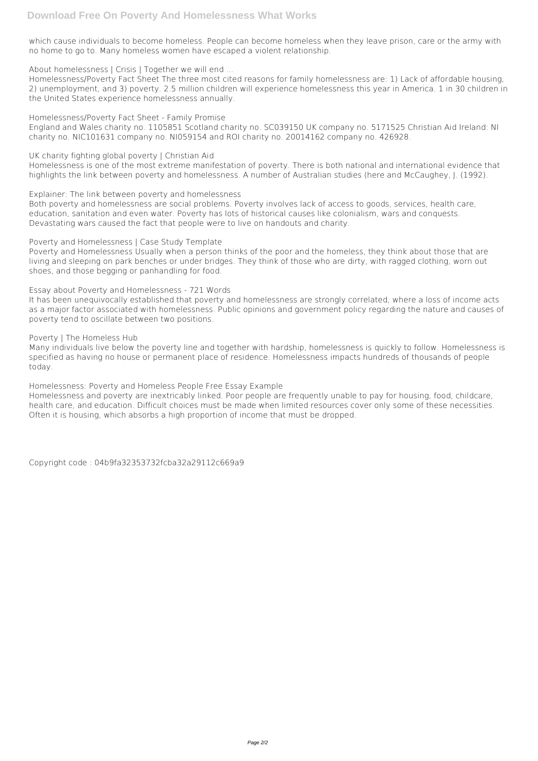which cause individuals to become homeless. People can become homeless when they leave prison, care or the army with no home to go to. Many homeless women have escaped a violent relationship.

About homelessness | Crisis | Together we will end ...

Homelessness/Poverty Fact Sheet The three most cited reasons for family homelessness are: 1) Lack of affordable housing, 2) unemployment, and 3) poverty. 2.5 million children will experience homelessness this year in America. 1 in 30 children in the United States experience homelessness annually.

Homelessness/Poverty Fact Sheet - Family Promise

England and Wales charity no. 1105851 Scotland charity no. SC039150 UK company no. 5171525 Christian Aid Ireland: NI charity no. NIC101631 company no. NI059154 and ROI charity no. 20014162 company no. 426928.

UK charity fighting global poverty | Christian Aid

Homelessness is one of the most extreme manifestation of poverty. There is both national and international evidence that highlights the link between poverty and homelessness. A number of Australian studies (here and McCaughey, J. (1992).

Explainer: The link between poverty and homelessness

Both poverty and homelessness are social problems. Poverty involves lack of access to goods, services, health care, education, sanitation and even water. Poverty has lots of historical causes like colonialism, wars and conquests. Devastating wars caused the fact that people were to live on handouts and charity.

Poverty and Homelessness | Case Study Template

Poverty and Homelessness Usually when a person thinks of the poor and the homeless, they think about those that are living and sleeping on park benches or under bridges. They think of those who are dirty, with ragged clothing, worn out shoes, and those begging or panhandling for food.

Essay about Poverty and Homelessness - 721 Words

It has been unequivocally established that poverty and homelessness are strongly correlated, where a loss of income acts as a major factor associated with homelessness. Public opinions and government policy regarding the nature and causes of poverty tend to oscillate between two positions.

Poverty | The Homeless Hub

Many individuals live below the poverty line and together with hardship, homelessness is quickly to follow. Homelessness is specified as having no house or permanent place of residence. Homelessness impacts hundreds of thousands of people today.

Homelessness: Poverty and Homeless People Free Essay Example

Homelessness and poverty are inextricably linked. Poor people are frequently unable to pay for housing, food, childcare, health care, and education. Difficult choices must be made when limited resources cover only some of these necessities. Often it is housing, which absorbs a high proportion of income that must be dropped.

Copyright code : 04b9fa32353732fcba32a29112c669a9